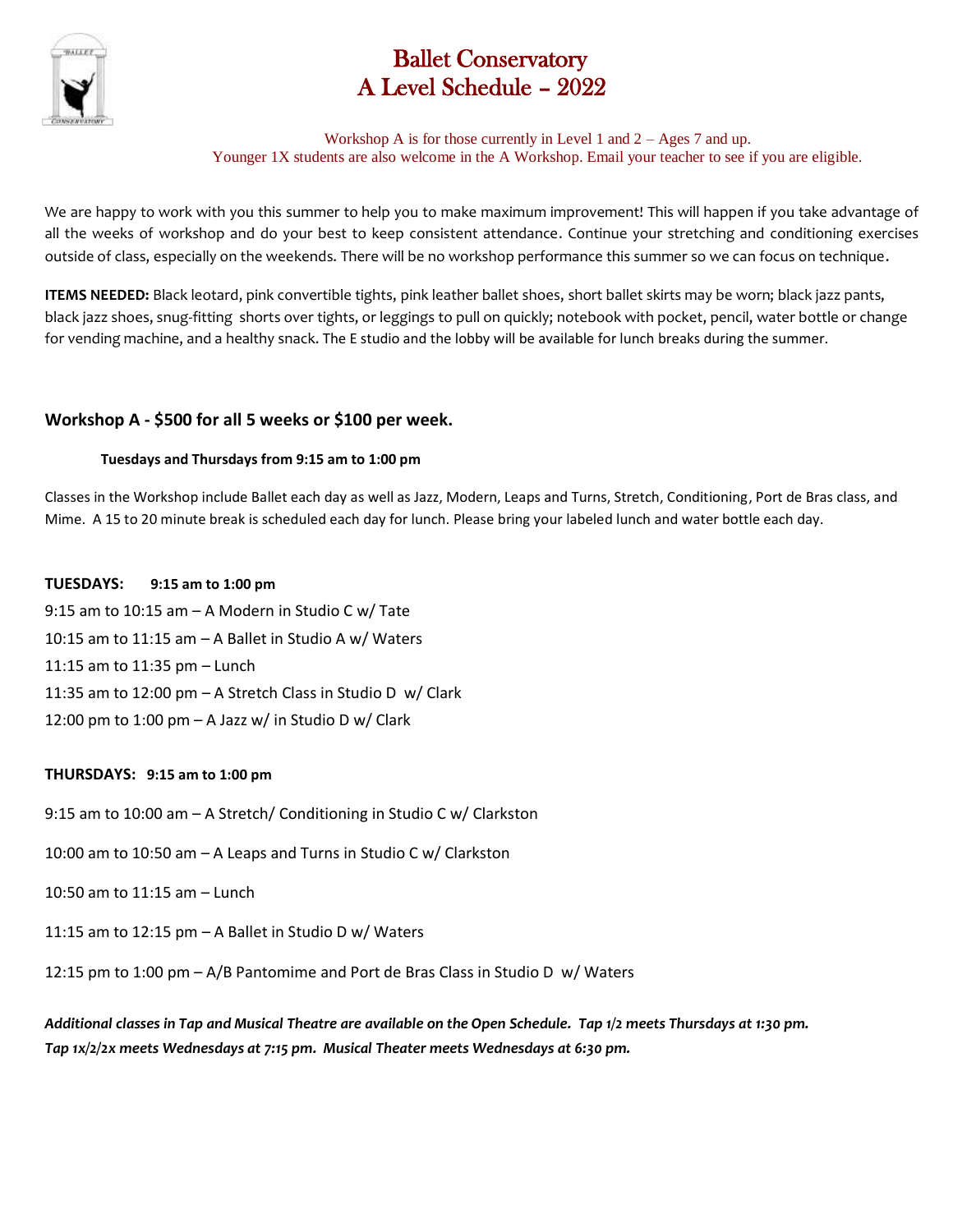# Ballet Conservatory
# A Level Schedule – 2022

Workshop A is for those currently in Level 1 and 2 – Ages 7 and up.
Younger 1X students are also welcome in the A Workshop. Email your teacher to see if you are eligible.

We are happy to work with you this summer to help you to make maximum improvement! This will happen if you take advantage of all the weeks of workshop and do your best to keep consistent attendance. Continue your stretching and conditioning exercises outside of class, especially on the weekends. There will be no workshop performance this summer so we can focus on technique.

**ITEMS NEEDED:** Black leotard, pink convertible tights, pink leather ballet shoes, short ballet skirts may be worn; black jazz pants, black jazz shoes, snug-fitting shorts over tights, or leggings to pull on quickly; notebook with pocket, pencil, water bottle or change for vending machine, and a healthy snack. The E studio and the lobby will be available for lunch breaks during the summer.

## Workshop A - $500 for all 5 weeks or $100 per week.

**Tuesdays and Thursdays from 9:15 am to 1:00 pm**

Classes in the Workshop include Ballet each day as well as Jazz, Modern, Leaps and Turns, Stretch, Conditioning, Port de Bras class, and Mime. A 15 to 20 minute break is scheduled each day for lunch. Please bring your labeled lunch and water bottle each day.

**TUESDAYS: 9:15 am to 1:00 pm**

9:15 am to 10:15 am – A Modern in Studio C w/ Tate
10:15 am to 11:15 am – A Ballet in Studio A w/ Waters
11:15 am to 11:35 pm – Lunch
11:35 am to 12:00 pm – A Stretch Class in Studio D w/ Clark
12:00 pm to 1:00 pm – A Jazz w/ in Studio D w/ Clark

**THURSDAYS: 9:15 am to 1:00 pm**

9:15 am to 10:00 am – A Stretch/ Conditioning in Studio C w/ Clarkston

10:00 am to 10:50 am – A Leaps and Turns in Studio C w/ Clarkston

10:50 am to 11:15 am – Lunch

11:15 am to 12:15 pm – A Ballet in Studio D w/ Waters

12:15 pm to 1:00 pm – A/B Pantomime and Port de Bras Class in Studio D w/ Waters

***Additional classes in Tap and Musical Theatre are available on the Open Schedule. Tap 1/2 meets Thursdays at 1:30 pm. Tap 1x/2/2x meets Wednesdays at 7:15 pm. Musical Theater meets Wednesdays at 6:30 pm.***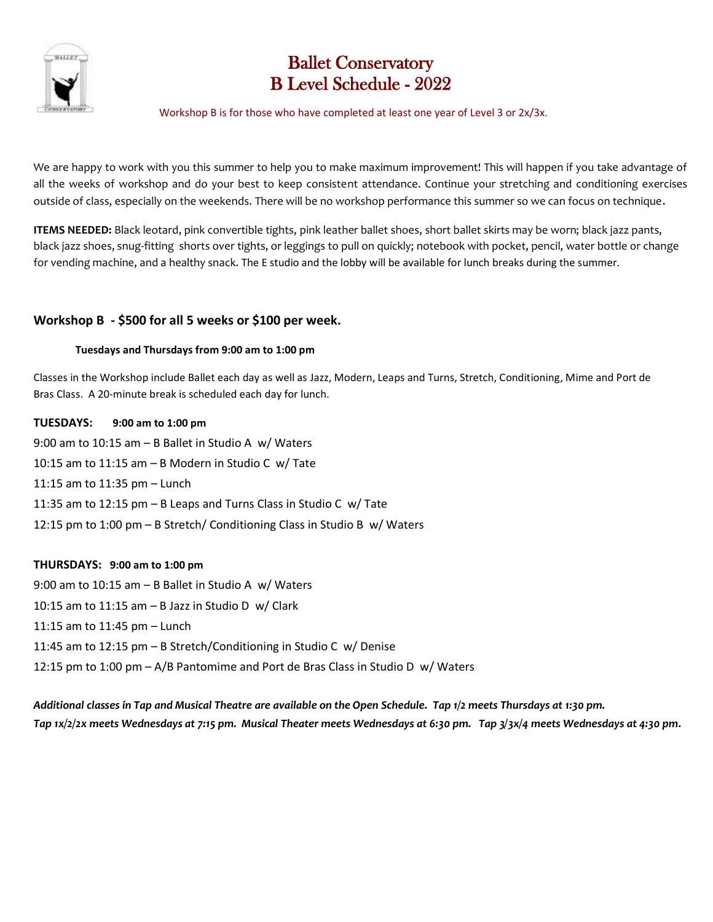# Ballet Conservatory
# B Level Schedule - 2022

Workshop B is for those who have completed at least one year of Level 3 or 2x/3x.

We are happy to work with you this summer to help you to make maximum improvement! This will happen if you take advantage of all the weeks of workshop and do your best to keep consistent attendance. Continue your stretching and conditioning exercises outside of class, especially on the weekends. There will be no workshop performance this summer so we can focus on technique.

**ITEMS NEEDED:** Black leotard, pink convertible tights, pink leather ballet shoes, short ballet skirts may be worn; black jazz pants, black jazz shoes, snug-fitting shorts over tights, or leggings to pull on quickly; notebook with pocket, pencil, water bottle or change for vending machine, and a healthy snack. The E studio and the lobby will be available for lunch breaks during the summer.

## Workshop B - $500 for all 5 weeks or $100 per week.

**Tuesdays and Thursdays from 9:00 am to 1:00 pm**

Classes in the Workshop include Ballet each day as well as Jazz, Modern, Leaps and Turns, Stretch, Conditioning, Mime and Port de Bras Class. A 20-minute break is scheduled each day for lunch.

**TUESDAYS: 9:00 am to 1:00 pm**

9:00 am to 10:15 am – B Ballet in Studio A w/ Waters
10:15 am to 11:15 am – B Modern in Studio C w/ Tate
11:15 am to 11:35 pm – Lunch
11:35 am to 12:15 pm – B Leaps and Turns Class in Studio C w/ Tate
12:15 pm to 1:00 pm – B Stretch/ Conditioning Class in Studio B w/ Waters

**THURSDAYS: 9:00 am to 1:00 pm**

9:00 am to 10:15 am – B Ballet in Studio A w/ Waters
10:15 am to 11:15 am – B Jazz in Studio D w/ Clark
11:15 am to 11:45 pm – Lunch
11:45 am to 12:15 pm – B Stretch/Conditioning in Studio C w/ Denise
12:15 pm to 1:00 pm – A/B Pantomime and Port de Bras Class in Studio D w/ Waters

***Additional classes in Tap and Musical Theatre are available on the Open Schedule. Tap 1/2 meets Thursdays at 1:30 pm. Tap 1x/2/2x meets Wednesdays at 7:15 pm. Musical Theater meets Wednesdays at 6:30 pm. Tap 3/3x/4 meets Wednesdays at 4:30 pm.***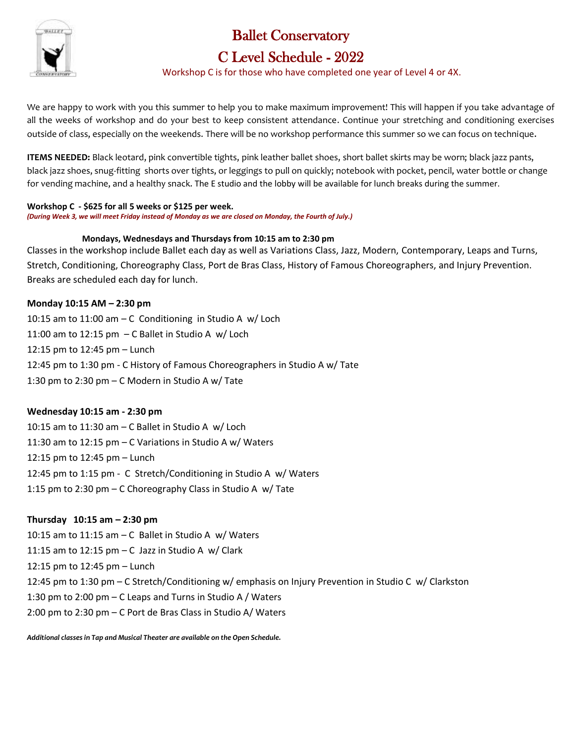# Ballet Conservatory

# C Level Schedule - 2022

Workshop C is for those who have completed one year of Level 4 or 4X.

We are happy to work with you this summer to help you to make maximum improvement! This will happen if you take advantage of all the weeks of workshop and do your best to keep consistent attendance. Continue your stretching and conditioning exercises outside of class, especially on the weekends. There will be no workshop performance this summer so we can focus on technique.

**ITEMS NEEDED:** Black leotard, pink convertible tights, pink leather ballet shoes, short ballet skirts may be worn; black jazz pants, black jazz shoes, snug-fitting shorts over tights, or leggings to pull on quickly; notebook with pocket, pencil, water bottle or change for vending machine, and a healthy snack. The E studio and the lobby will be available for lunch breaks during the summer.

**Workshop C - $625 for all 5 weeks or $125 per week.**
***(During Week 3, we will meet Friday instead of Monday as we are closed on Monday, the Fourth of July.)***

**Mondays, Wednesdays and Thursdays from 10:15 am to 2:30 pm**

Classes in the workshop include Ballet each day as well as Variations Class, Jazz, Modern, Contemporary, Leaps and Turns, Stretch, Conditioning, Choreography Class, Port de Bras Class, History of Famous Choreographers, and Injury Prevention. Breaks are scheduled each day for lunch.

**Monday 10:15 AM – 2:30 pm**

10:15 am to 11:00 am – C Conditioning in Studio A w/ Loch
11:00 am to 12:15 pm – C Ballet in Studio A w/ Loch
12:15 pm to 12:45 pm – Lunch
12:45 pm to 1:30 pm - C History of Famous Choreographers in Studio A w/ Tate
1:30 pm to 2:30 pm – C Modern in Studio A w/ Tate

**Wednesday 10:15 am - 2:30 pm**

10:15 am to 11:30 am – C Ballet in Studio A w/ Loch
11:30 am to 12:15 pm – C Variations in Studio A w/ Waters
12:15 pm to 12:45 pm – Lunch
12:45 pm to 1:15 pm - C Stretch/Conditioning in Studio A w/ Waters
1:15 pm to 2:30 pm – C Choreography Class in Studio A w/ Tate

**Thursday 10:15 am – 2:30 pm**

10:15 am to 11:15 am – C Ballet in Studio A w/ Waters
11:15 am to 12:15 pm – C Jazz in Studio A w/ Clark
12:15 pm to 12:45 pm – Lunch
12:45 pm to 1:30 pm – C Stretch/Conditioning w/ emphasis on Injury Prevention in Studio C w/ Clarkston
1:30 pm to 2:00 pm – C Leaps and Turns in Studio A / Waters
2:00 pm to 2:30 pm – C Port de Bras Class in Studio A/ Waters

***Additional classes in Tap and Musical Theater are available on the Open Schedule.***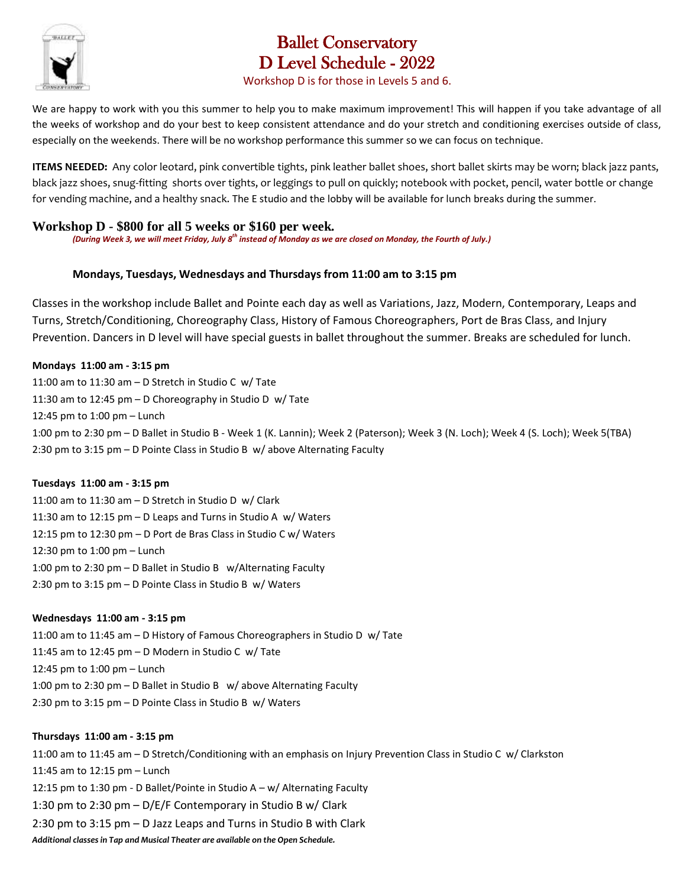# Ballet Conservatory
# D Level Schedule - 2022

Workshop D is for those in Levels 5 and 6.

We are happy to work with you this summer to help you to make maximum improvement! This will happen if you take advantage of all the weeks of workshop and do your best to keep consistent attendance and do your stretch and conditioning exercises outside of class, especially on the weekends. There will be no workshop performance this summer so we can focus on technique.

**ITEMS NEEDED:** Any color leotard, pink convertible tights, pink leather ballet shoes, short ballet skirts may be worn; black jazz pants, black jazz shoes, snug-fitting shorts over tights, or leggings to pull on quickly; notebook with pocket, pencil, water bottle or change for vending machine, and a healthy snack. The E studio and the lobby will be available for lunch breaks during the summer.

## Workshop D - $800 for all 5 weeks or $160 per week.

***(During Week 3, we will meet Friday, July 8th instead of Monday as we are closed on Monday, the Fourth of July.)***

**Mondays, Tuesdays, Wednesdays and Thursdays from 11:00 am to 3:15 pm**

Classes in the workshop include Ballet and Pointe each day as well as Variations, Jazz, Modern, Contemporary, Leaps and Turns, Stretch/Conditioning, Choreography Class, History of Famous Choreographers, Port de Bras Class, and Injury Prevention. Dancers in D level will have special guests in ballet throughout the summer. Breaks are scheduled for lunch.

**Mondays 11:00 am - 3:15 pm**

11:00 am to 11:30 am – D Stretch in Studio C w/ Tate
11:30 am to 12:45 pm – D Choreography in Studio D w/ Tate
12:45 pm to 1:00 pm – Lunch
1:00 pm to 2:30 pm – D Ballet in Studio B - Week 1 (K. Lannin); Week 2 (Paterson); Week 3 (N. Loch); Week 4 (S. Loch); Week 5(TBA)
2:30 pm to 3:15 pm – D Pointe Class in Studio B w/ above Alternating Faculty

**Tuesdays 11:00 am - 3:15 pm**

11:00 am to 11:30 am – D Stretch in Studio D w/ Clark
11:30 am to 12:15 pm – D Leaps and Turns in Studio A w/ Waters
12:15 pm to 12:30 pm – D Port de Bras Class in Studio C w/ Waters
12:30 pm to 1:00 pm – Lunch
1:00 pm to 2:30 pm – D Ballet in Studio B w/Alternating Faculty
2:30 pm to 3:15 pm – D Pointe Class in Studio B w/ Waters

**Wednesdays 11:00 am - 3:15 pm**

11:00 am to 11:45 am – D History of Famous Choreographers in Studio D w/ Tate
11:45 am to 12:45 pm – D Modern in Studio C w/ Tate
12:45 pm to 1:00 pm – Lunch
1:00 pm to 2:30 pm – D Ballet in Studio B w/ above Alternating Faculty
2:30 pm to 3:15 pm – D Pointe Class in Studio B w/ Waters

**Thursdays 11:00 am - 3:15 pm**

11:00 am to 11:45 am – D Stretch/Conditioning with an emphasis on Injury Prevention Class in Studio C w/ Clarkston
11:45 am to 12:15 pm – Lunch
12:15 pm to 1:30 pm - D Ballet/Pointe in Studio A – w/ Alternating Faculty
1:30 pm to 2:30 pm – D/E/F Contemporary in Studio B w/ Clark
2:30 pm to 3:15 pm – D Jazz Leaps and Turns in Studio B with Clark

***Additional classes in Tap and Musical Theater are available on the Open Schedule.***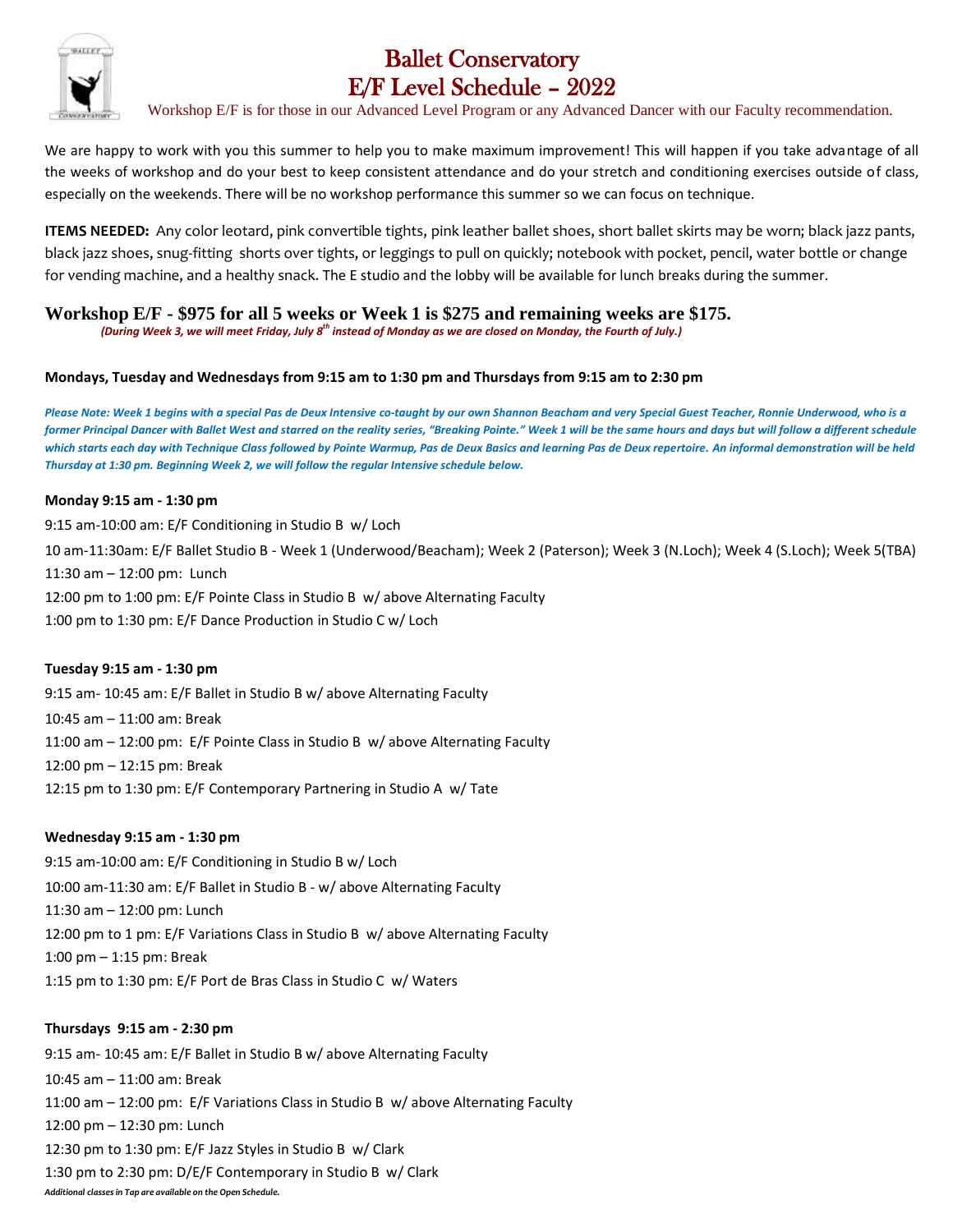# Ballet Conservatory
# E/F Level Schedule – 2022

Workshop E/F is for those in our Advanced Level Program or any Advanced Dancer with our Faculty recommendation.

We are happy to work with you this summer to help you to make maximum improvement! This will happen if you take advantage of all the weeks of workshop and do your best to keep consistent attendance and do your stretch and conditioning exercises outside of class, especially on the weekends. There will be no workshop performance this summer so we can focus on technique.

**ITEMS NEEDED:** Any color leotard, pink convertible tights, pink leather ballet shoes, short ballet skirts may be worn; black jazz pants, black jazz shoes, snug-fitting shorts over tights, or leggings to pull on quickly; notebook with pocket, pencil, water bottle or change for vending machine, and a healthy snack. The E studio and the lobby will be available for lunch breaks during the summer.

## Workshop E/F - $975 for all 5 weeks or Week 1 is $275 and remaining weeks are $175.

*(During Week 3, we will meet Friday, July 8th instead of Monday as we are closed on Monday, the Fourth of July.)*

**Mondays, Tuesday and Wednesdays from 9:15 am to 1:30 pm and Thursdays from 9:15 am to 2:30 pm**

***Please Note: Week 1 begins with a special Pas de Deux Intensive co-taught by our own Shannon Beacham and very Special Guest Teacher, Ronnie Underwood, who is a former Principal Dancer with Ballet West and starred on the reality series, "Breaking Pointe." Week 1 will be the same hours and days but will follow a different schedule which starts each day with Technique Class followed by Pointe Warmup, Pas de Deux Basics and learning Pas de Deux repertoire. An informal demonstration will be held Thursday at 1:30 pm. Beginning Week 2, we will follow the regular Intensive schedule below.***

**Monday 9:15 am - 1:30 pm**

9:15 am-10:00 am: E/F Conditioning in Studio B w/ Loch

10 am-11:30am: E/F Ballet Studio B - Week 1 (Underwood/Beacham); Week 2 (Paterson); Week 3 (N.Loch); Week 4 (S.Loch); Week 5(TBA)

11:30 am – 12:00 pm: Lunch

12:00 pm to 1:00 pm: E/F Pointe Class in Studio B w/ above Alternating Faculty

1:00 pm to 1:30 pm: E/F Dance Production in Studio C w/ Loch

**Tuesday 9:15 am - 1:30 pm**

9:15 am- 10:45 am: E/F Ballet in Studio B w/ above Alternating Faculty

10:45 am – 11:00 am: Break

11:00 am – 12:00 pm: E/F Pointe Class in Studio B w/ above Alternating Faculty

12:00 pm – 12:15 pm: Break

12:15 pm to 1:30 pm: E/F Contemporary Partnering in Studio A w/ Tate

**Wednesday 9:15 am - 1:30 pm**

9:15 am-10:00 am: E/F Conditioning in Studio B w/ Loch

10:00 am-11:30 am: E/F Ballet in Studio B - w/ above Alternating Faculty

11:30 am – 12:00 pm: Lunch

12:00 pm to 1 pm: E/F Variations Class in Studio B w/ above Alternating Faculty

1:00 pm – 1:15 pm: Break

1:15 pm to 1:30 pm: E/F Port de Bras Class in Studio C w/ Waters

**Thursdays 9:15 am - 2:30 pm**

9:15 am- 10:45 am: E/F Ballet in Studio B w/ above Alternating Faculty

10:45 am – 11:00 am: Break

11:00 am – 12:00 pm: E/F Variations Class in Studio B w/ above Alternating Faculty

12:00 pm – 12:30 pm: Lunch

12:30 pm to 1:30 pm: E/F Jazz Styles in Studio B w/ Clark

1:30 pm to 2:30 pm: D/E/F Contemporary in Studio B w/ Clark

***Additional classes in Tap are available on the Open Schedule.***